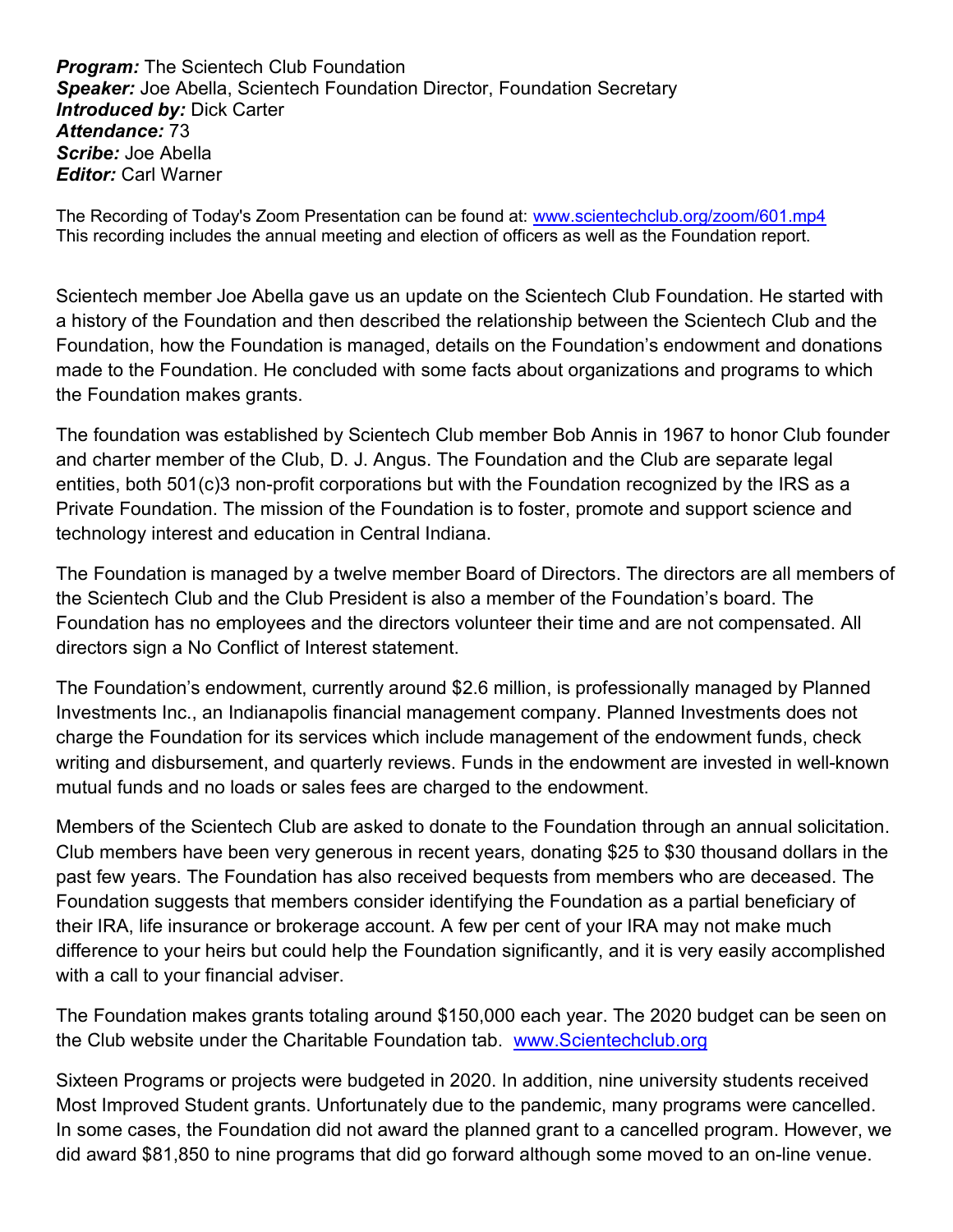***Program:*** The Scientech Club Foundation
***Speaker:*** Joe Abella, Scientech Foundation Director, Foundation Secretary
***Introduced by:*** Dick Carter
***Attendance:*** 73
***Scribe:*** Joe Abella
***Editor:*** Carl Warner

The Recording of Today's Zoom Presentation can be found at: [www.scientechclub.org/zoom/601.mp4](www.scientechclub.org/zoom/601.mp4)
This recording includes the annual meeting and election of officers as well as the Foundation report.

Scientech member Joe Abella gave us an update on the Scientech Club Foundation. He started with a history of the Foundation and then described the relationship between the Scientech Club and the Foundation, how the Foundation is managed, details on the Foundation's endowment and donations made to the Foundation. He concluded with some facts about organizations and programs to which the Foundation makes grants.

The foundation was established by Scientech Club member Bob Annis in 1967 to honor Club founder and charter member of the Club, D. J. Angus. The Foundation and the Club are separate legal entities, both 501(c)3 non-profit corporations but with the Foundation recognized by the IRS as a Private Foundation. The mission of the Foundation is to foster, promote and support science and technology interest and education in Central Indiana.

The Foundation is managed by a twelve member Board of Directors. The directors are all members of the Scientech Club and the Club President is also a member of the Foundation's board. The Foundation has no employees and the directors volunteer their time and are not compensated. All directors sign a No Conflict of Interest statement.

The Foundation's endowment, currently around $2.6 million, is professionally managed by Planned Investments Inc., an Indianapolis financial management company. Planned Investments does not charge the Foundation for its services which include management of the endowment funds, check writing and disbursement, and quarterly reviews. Funds in the endowment are invested in well-known mutual funds and no loads or sales fees are charged to the endowment.

Members of the Scientech Club are asked to donate to the Foundation through an annual solicitation. Club members have been very generous in recent years, donating $25 to $30 thousand dollars in the past few years. The Foundation has also received bequests from members who are deceased. The Foundation suggests that members consider identifying the Foundation as a partial beneficiary of their IRA, life insurance or brokerage account. A few per cent of your IRA may not make much difference to your heirs but could help the Foundation significantly, and it is very easily accomplished with a call to your financial adviser.

The Foundation makes grants totaling around $150,000 each year. The 2020 budget can be seen on the Club website under the Charitable Foundation tab. [www.Scientechclub.org](www.Scientechclub.org)

Sixteen Programs or projects were budgeted in 2020. In addition, nine university students received Most Improved Student grants. Unfortunately due to the pandemic, many programs were cancelled. In some cases, the Foundation did not award the planned grant to a cancelled program. However, we did award $81,850 to nine programs that did go forward although some moved to an on-line venue.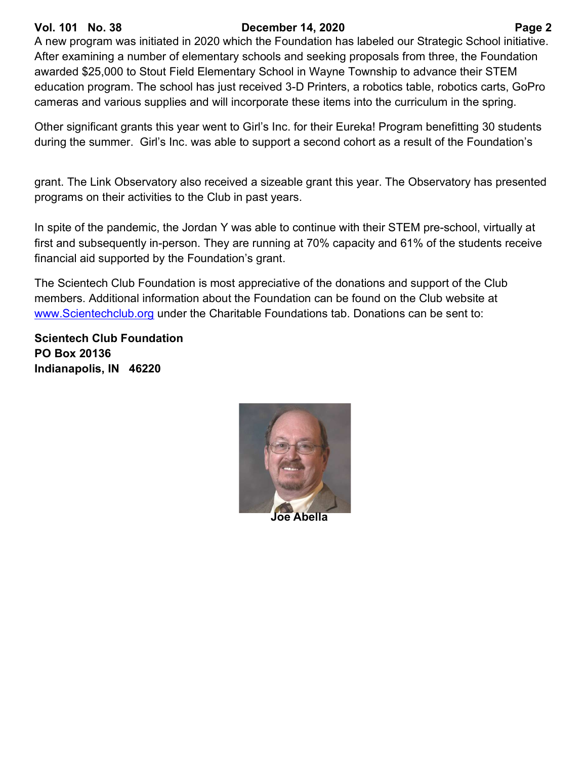A new program was initiated in 2020 which the Foundation has labeled our Strategic School initiative. After examining a number of elementary schools and seeking proposals from three, the Foundation awarded $25,000 to Stout Field Elementary School in Wayne Township to advance their STEM education program. The school has just received 3-D Printers, a robotics table, robotics carts, GoPro cameras and various supplies and will incorporate these items into the curriculum in the spring.

Other significant grants this year went to Girl's Inc. for their Eureka! Program benefitting 30 students during the summer. Girl's Inc. was able to support a second cohort as a result of the Foundation's grant. The Link Observatory also received a sizeable grant this year. The Observatory has presented programs on their activities to the Club in past years.

In spite of the pandemic, the Jordan Y was able to continue with their STEM pre-school, virtually at first and subsequently in-person. They are running at 70% capacity and 61% of the students receive financial aid supported by the Foundation's grant.

The Scientech Club Foundation is most appreciative of the donations and support of the Club members. Additional information about the Foundation can be found on the Club website at www.Scientechclub.org under the Charitable Foundations tab. Donations can be sent to:

**Scientech Club Foundation**
**PO Box 20136**
**Indianapolis, IN 46220**

**Joe Abella**